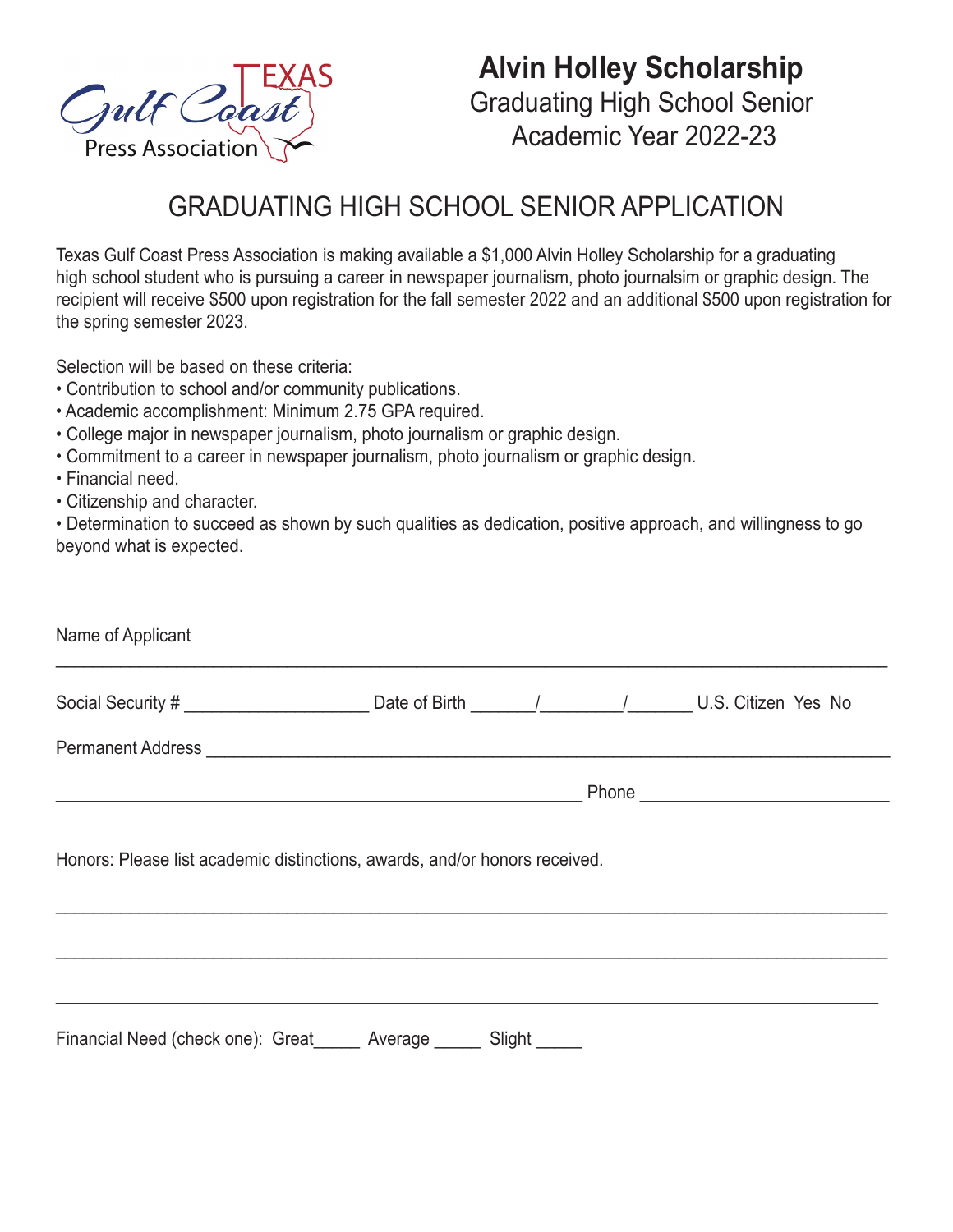Texas Gulf Coast Press Association

# Alvin Holley Scholarship

Graduating High School Senior
Academic Year 2022-23

## GRADUATING HIGH SCHOOL SENIOR APPLICATION

Texas Gulf Coast Press Association is making available a $1,000 Alvin Holley Scholarship for a graduating high school student who is pursuing a career in newspaper journalism, photo journalsim or graphic design. The recipient will receive $500 upon registration for the fall semester 2022 and an additional $500 upon registration for the spring semester 2023.

Selection will be based on these criteria:

- Contribution to school and/or community publications.
- Academic accomplishment: Minimum 2.75 GPA required.
- College major in newspaper journalism, photo journalism or graphic design.
- Commitment to a career in newspaper journalism, photo journalism or graphic design.
- Financial need.
- Citizenship and character.
- Determination to succeed as shown by such qualities as dedication, positive approach, and willingness to go beyond what is expected.

Name of Applicant

_______________________________________________________________________________

Social Security # ___________________ Date of Birth _______/_________/_______ U.S. Citizen Yes No

Permanent Address _________________________________________________________________

_____________________________________________________ Phone _________________________

Honors: Please list academic distinctions, awards, and/or honors received.

_______________________________________________________________________________

_______________________________________________________________________________

_______________________________________________________________________________

Financial Need (check one): Great_____ Average _____ Slight _____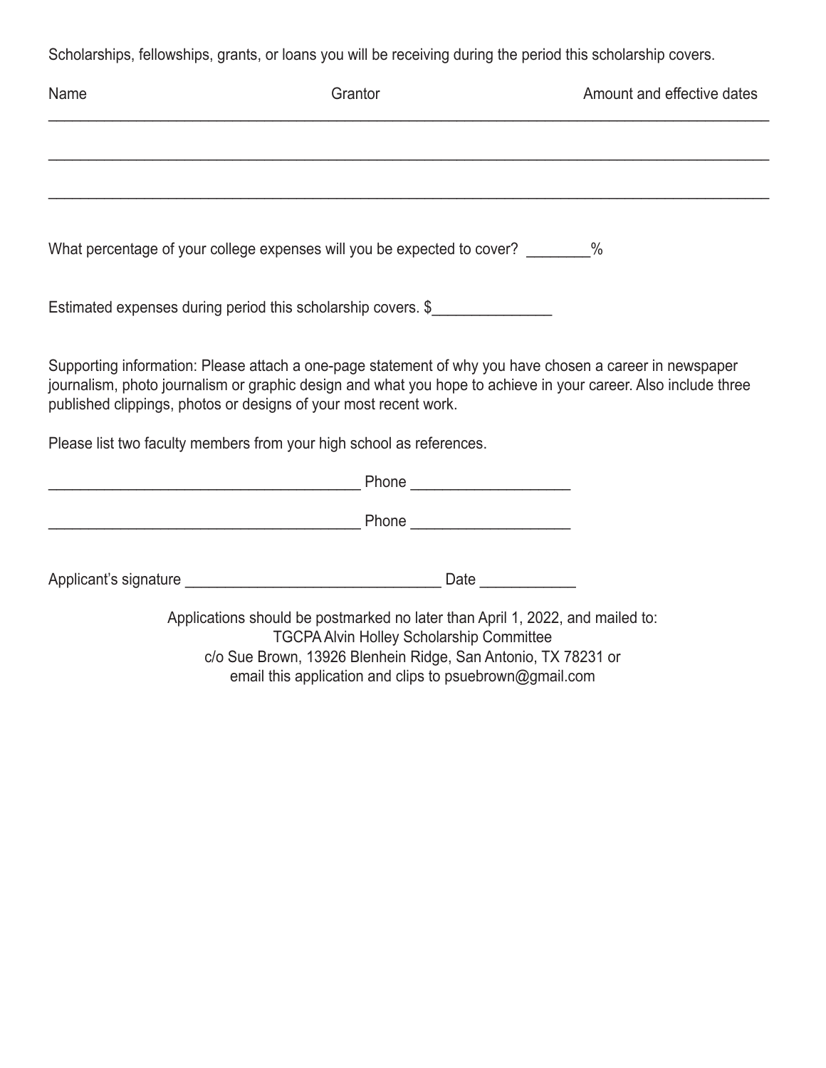Scholarships, fellowships, grants, or loans you will be receiving during the period this scholarship covers.

| Name | Grantor | Amount and effective dates |
|---|---|---|
| | | |
| | | |
| | | |

What percentage of your college expenses will you be expected to cover? ________%

Estimated expenses during period this scholarship covers. $_______________

Supporting information: Please attach a one-page statement of why you have chosen a career in newspaper journalism, photo journalism or graphic design and what you hope to achieve in your career. Also include three published clippings, photos or designs of your most recent work.

Please list two faculty members from your high school as references.

________________________________________ Phone ____________________

________________________________________ Phone ____________________

Applicant's signature ________________________________ Date ____________

Applications should be postmarked no later than April 1, 2022, and mailed to:
TGCPA Alvin Holley Scholarship Committee
c/o Sue Brown, 13926 Blenhein Ridge, San Antonio, TX 78231 or
email this application and clips to psuebrown@gmail.com